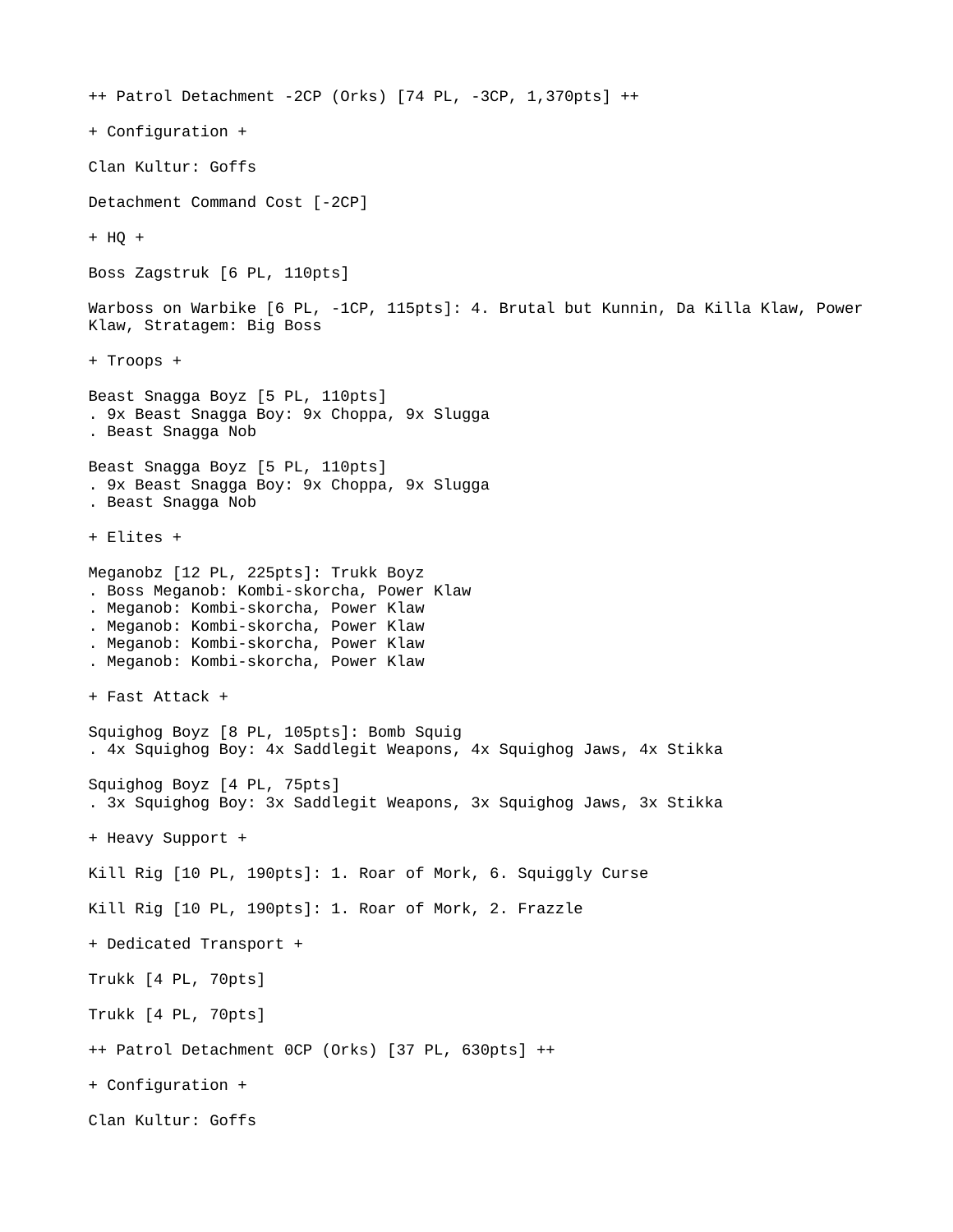++ Patrol Detachment -2CP (Orks) [74 PL, -3CP, 1,370pts] ++

+ Configuration +

Clan Kultur: Goffs

Detachment Command Cost [-2CP]

+ HQ +

Boss Zagstruk [6 PL, 110pts]

Warboss on Warbike [6 PL, -1CP, 115pts]: 4. Brutal but Kunnin, Da Killa Klaw, Power Klaw, Stratagem: Big Boss

+ Troops +

Beast Snagga Boyz [5 PL, 110pts]
. 9x Beast Snagga Boy: 9x Choppa, 9x Slugga
. Beast Snagga Nob

Beast Snagga Boyz [5 PL, 110pts]
. 9x Beast Snagga Boy: 9x Choppa, 9x Slugga
. Beast Snagga Nob

+ Elites +

Meganobz [12 PL, 225pts]: Trukk Boyz
. Boss Meganob: Kombi-skorcha, Power Klaw
. Meganob: Kombi-skorcha, Power Klaw
. Meganob: Kombi-skorcha, Power Klaw
. Meganob: Kombi-skorcha, Power Klaw
. Meganob: Kombi-skorcha, Power Klaw

+ Fast Attack +

Squighog Boyz [8 PL, 105pts]: Bomb Squig
. 4x Squighog Boy: 4x Saddlegit Weapons, 4x Squighog Jaws, 4x Stikka

Squighog Boyz [4 PL, 75pts]
. 3x Squighog Boy: 3x Saddlegit Weapons, 3x Squighog Jaws, 3x Stikka

+ Heavy Support +

Kill Rig [10 PL, 190pts]: 1. Roar of Mork, 6. Squiggly Curse

Kill Rig [10 PL, 190pts]: 1. Roar of Mork, 2. Frazzle

+ Dedicated Transport +

Trukk [4 PL, 70pts]

Trukk [4 PL, 70pts]

++ Patrol Detachment 0CP (Orks) [37 PL, 630pts] ++

+ Configuration +

Clan Kultur: Goffs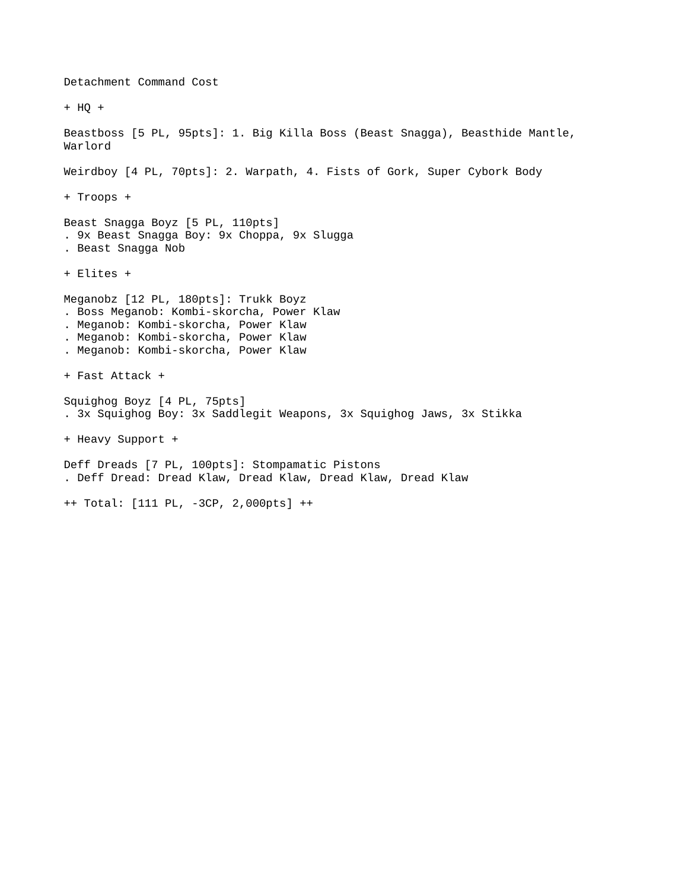Detachment Command Cost

+ HQ +

Beastboss [5 PL, 95pts]: 1. Big Killa Boss (Beast Snagga), Beasthide Mantle, Warlord

Weirdboy [4 PL, 70pts]: 2. Warpath, 4. Fists of Gork, Super Cybork Body

+ Troops +

Beast Snagga Boyz [5 PL, 110pts]
. 9x Beast Snagga Boy: 9x Choppa, 9x Slugga
. Beast Snagga Nob

+ Elites +

Meganobz [12 PL, 180pts]: Trukk Boyz
. Boss Meganob: Kombi-skorcha, Power Klaw
. Meganob: Kombi-skorcha, Power Klaw
. Meganob: Kombi-skorcha, Power Klaw
. Meganob: Kombi-skorcha, Power Klaw

+ Fast Attack +

Squighog Boyz [4 PL, 75pts]
. 3x Squighog Boy: 3x Saddlegit Weapons, 3x Squighog Jaws, 3x Stikka

+ Heavy Support +

Deff Dreads [7 PL, 100pts]: Stompamatic Pistons
. Deff Dread: Dread Klaw, Dread Klaw, Dread Klaw, Dread Klaw

++ Total: [111 PL, -3CP, 2,000pts] ++